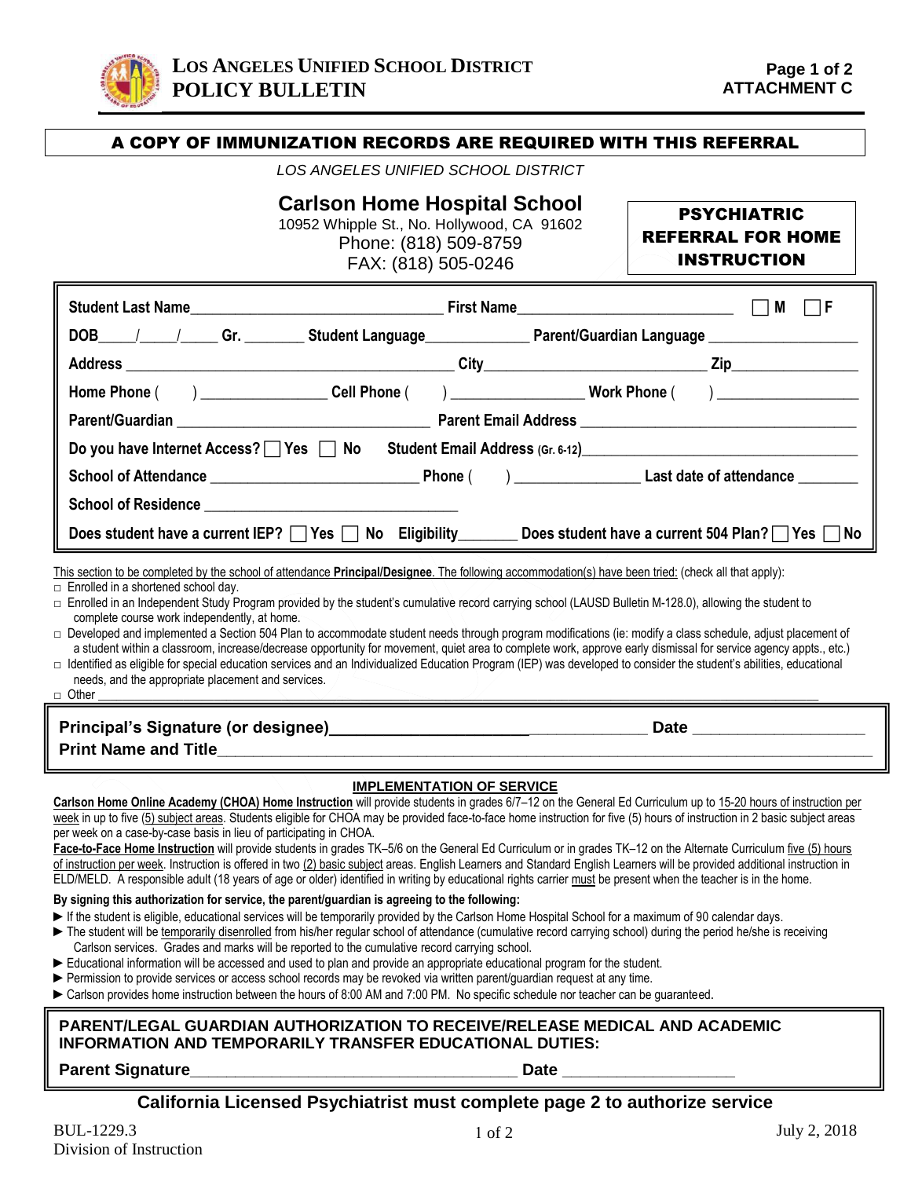# Los Angeles Unified School District
# Policy Bulletin

**Page 1 of 2**
**ATTACHMENT C**

## A COPY OF IMMUNIZATION RECORDS ARE REQUIRED WITH THIS REFERRAL

*LOS ANGELES UNIFIED SCHOOL DISTRICT*

**Carlson Home Hospital School**
10952 Whipple St., No. Hollywood, CA 91602
Phone: (818) 509-8759
FAX: (818) 505-0246

**PSYCHIATRIC REFERRAL FOR HOME INSTRUCTION**

**Student Last Name**________________________________ **First Name**___________________________ ☐ **M** ☐ **F**

**DOB**____/____/_____ **Gr.** ________ **Student Language**_____________ **Parent/Guardian Language** ___________________

**Address** __________________________________________ **City**____________________________ **Zip**________________

**Home Phone** (     ) ________________ **Cell Phone** (     ) ________________ **Work Phone** (     ) __________________

**Parent/Guardian** ________________________________ **Parent Email Address** __________________________________

**Do you have Internet Access?** ☐ **Yes** ☐ **No** **Student Email Address** (Gr. 6-12)________________________________

**School of Attendance** __________________________ **Phone** (     ) _______________ **Last date of attendance** ________

**School of Residence** _______________________________

**Does student have a current IEP?** ☐ **Yes** ☐ **No** **Eligibility**_______ **Does student have a current 504 Plan?** ☐ **Yes** ☐ **No**

This section to be completed by the school of attendance **Principal/Designee**. The following accommodation(s) have been tried: (check all that apply):

- ☐ Enrolled in a shortened school day.
- ☐ Enrolled in an Independent Study Program provided by the student's cumulative record carrying school (LAUSD Bulletin M-128.0), allowing the student to complete course work independently, at home.
- ☐ Developed and implemented a Section 504 Plan to accommodate student needs through program modifications (ie: modify a class schedule, adjust placement of a student within a classroom, increase/decrease opportunity for movement, quiet area to complete work, approve early dismissal for service agency appts., etc.)
- ☐ Identified as eligible for special education services and an Individualized Education Program (IEP) was developed to consider the student's abilities, educational needs, and the appropriate placement and services.
- ☐ Other ______________________________________________________________________________

**Principal's Signature (or designee)**_________________________________ **Date** __________________
**Print Name and Title**__________________________________________________________________________

### IMPLEMENTATION OF SERVICE

**Carlson Home Online Academy (CHOA) Home Instruction** will provide students in grades 6/7–12 on the General Ed Curriculum up to 15-20 hours of instruction per week in up to five (5) subject areas. Students eligible for CHOA may be provided face-to-face home instruction for five (5) hours of instruction in 2 basic subject areas per week on a case-by-case basis in lieu of participating in CHOA.

**Face-to-Face Home Instruction** will provide students in grades TK–5/6 on the General Ed Curriculum or in grades TK–12 on the Alternate Curriculum five (5) hours of instruction per week. Instruction is offered in two (2) basic subject areas. English Learners and Standard English Learners will be provided additional instruction in ELD/MELD. A responsible adult (18 years of age or older) identified in writing by educational rights carrier must be present when the teacher is in the home.

**By signing this authorization for service, the parent/guardian is agreeing to the following:**

- ► If the student is eligible, educational services will be temporarily provided by the Carlson Home Hospital School for a maximum of 90 calendar days.
- ► The student will be temporarily disenrolled from his/her regular school of attendance (cumulative record carrying school) during the period he/she is receiving Carlson services. Grades and marks will be reported to the cumulative record carrying school.
- ► Educational information will be accessed and used to plan and provide an appropriate educational program for the student.
- ► Permission to provide services or access school records may be revoked via written parent/guardian request at any time.
- ► Carlson provides home instruction between the hours of 8:00 AM and 7:00 PM. No specific schedule nor teacher can be guaranteed.

**PARENT/LEGAL GUARDIAN AUTHORIZATION TO RECEIVE/RELEASE MEDICAL AND ACADEMIC INFORMATION AND TEMPORARILY TRANSFER EDUCATIONAL DUTIES:**

**Parent Signature**_____________________________________ **Date** ___________________

**California Licensed Psychiatrist must complete page 2 to authorize service**

BUL-1229.3
Division of Instruction

July 2, 2018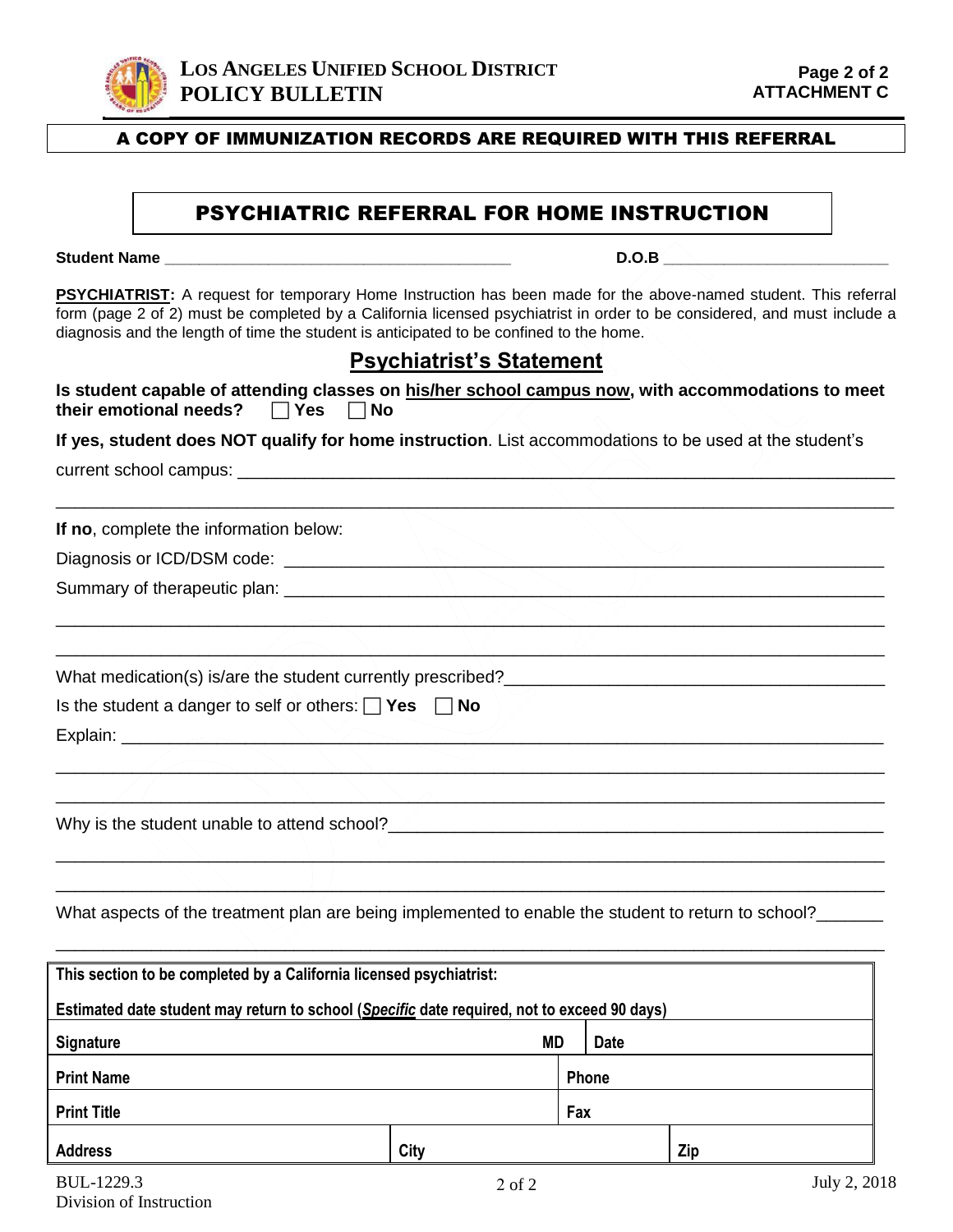**A COPY OF IMMUNIZATION RECORDS ARE REQUIRED WITH THIS REFERRAL**

# PSYCHIATRIC REFERRAL FOR HOME INSTRUCTION

**Student Name** ________________________________________ **D.O.B** __________________________

**PSYCHIATRIST:** A request for temporary Home Instruction has been made for the above-named student. This referral form (page 2 of 2) must be completed by a California licensed psychiatrist in order to be considered, and must include a diagnosis and the length of time the student is anticipated to be confined to the home.

## Psychiatrist's Statement

**Is student capable of attending classes on his/her school campus now, with accommodations to meet their emotional needs?** ☐ **Yes** ☐ **No**

**If yes, student does NOT qualify for home instruction**. List accommodations to be used at the student's current school campus: ______________________________________________________________________

______________________________________________________________________________________

**If no**, complete the information below:

Diagnosis or ICD/DSM code: ______________________________________________________________

Summary of therapeutic plan: _____________________________________________________________

______________________________________________________________________________________

______________________________________________________________________________________

What medication(s) is/are the student currently prescribed?_______________________________________

Is the student a danger to self or others: ☐ **Yes** ☐ **No**

Explain: ______________________________________________________________________________

______________________________________________________________________________________

______________________________________________________________________________________

Why is the student unable to attend school?__________________________________________________

______________________________________________________________________________________

______________________________________________________________________________________

What aspects of the treatment plan are being implemented to enable the student to return to school?_______

______________________________________________________________________________________

| | | | |
|---|---|---|---|
| **This section to be completed by a California licensed psychiatrist:** | | | |
| **Estimated date student may return to school (*Specific* date required, not to exceed 90 days)** | | | |
| **Signature** | **MD** | **Date** | |
| **Print Name** | | **Phone** | |
| **Print Title** | | **Fax** | |
| **Address** | **City** | | **Zip** |

BUL-1229.3
Division of Instruction

July 2, 2018